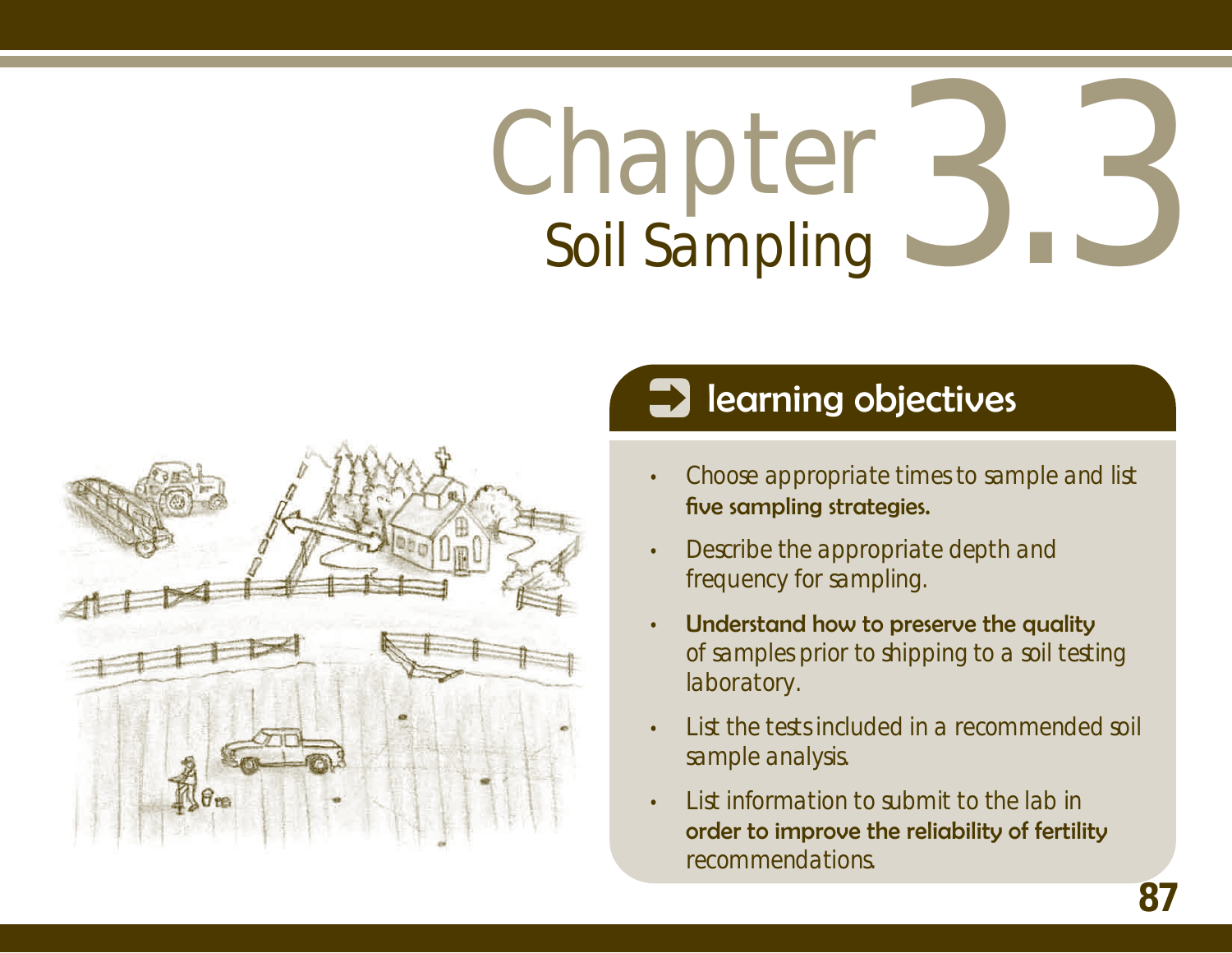# Chapter 3.3

## Soil Sampling

### learning objectives

- Choose appropriate times to sample and list five sampling strategies.
- Describe the appropriate depth and frequency for sampling.
- Understand how to preserve the quality of samples prior to shipping to a soil testing laboratory.
- List the tests included in a recommended soil sample analysis.
- List information to submit to the lab in order to improve the reliability of fertility recommendations.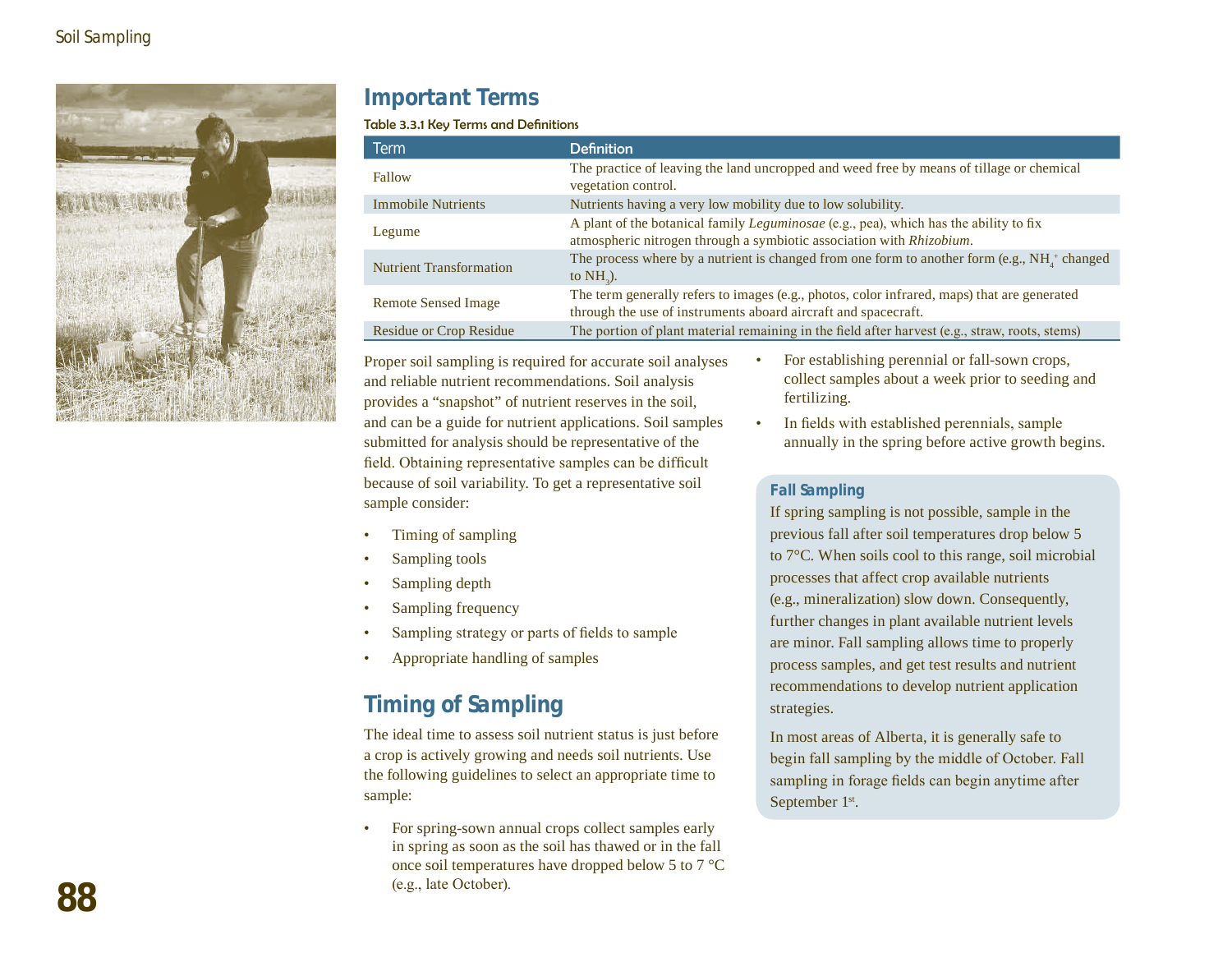## Important Terms

Table 3.3.1 Key Terms and Definitions

| Term | Definition |
|---|---|
| Fallow | The practice of leaving the land uncropped and weed free by means of tillage or chemical vegetation control. |
| Immobile Nutrients | Nutrients having a very low mobility due to low solubility. |
| Legume | A plant of the botanical family *Leguminosae* (e.g., pea), which has the ability to fix atmospheric nitrogen through a symbiotic association with *Rhizobium*. |
| Nutrient Transformation | The process where by a nutrient is changed from one form to another form (e.g., $NH_4^+$ changed to $NH_3$). |
| Remote Sensed Image | The term generally refers to images (e.g., photos, color infrared, maps) that are generated through the use of instruments aboard aircraft and spacecraft. |
| Residue or Crop Residue | The portion of plant material remaining in the field after harvest (e.g., straw, roots, stems) |

Proper soil sampling is required for accurate soil analyses and reliable nutrient recommendations. Soil analysis provides a "snapshot" of nutrient reserves in the soil, and can be a guide for nutrient applications. Soil samples submitted for analysis should be representative of the field. Obtaining representative samples can be difficult because of soil variability. To get a representative soil sample consider:

- Timing of sampling
- Sampling tools
- Sampling depth
- Sampling frequency
- Sampling strategy or parts of fields to sample
- Appropriate handling of samples

## Timing of Sampling

The ideal time to assess soil nutrient status is just before a crop is actively growing and needs soil nutrients. Use the following guidelines to select an appropriate time to sample:

- For spring-sown annual crops collect samples early in spring as soon as the soil has thawed or in the fall once soil temperatures have dropped below 5 to 7 °C (e.g., late October).
- For establishing perennial or fall-sown crops, collect samples about a week prior to seeding and fertilizing.
- In fields with established perennials, sample annually in the spring before active growth begins.

### Fall Sampling

If spring sampling is not possible, sample in the previous fall after soil temperatures drop below 5 to 7°C. When soils cool to this range, soil microbial processes that affect crop available nutrients (e.g., mineralization) slow down. Consequently, further changes in plant available nutrient levels are minor. Fall sampling allows time to properly process samples, and get test results and nutrient recommendations to develop nutrient application strategies.

In most areas of Alberta, it is generally safe to begin fall sampling by the middle of October. Fall sampling in forage fields can begin anytime after September 1st.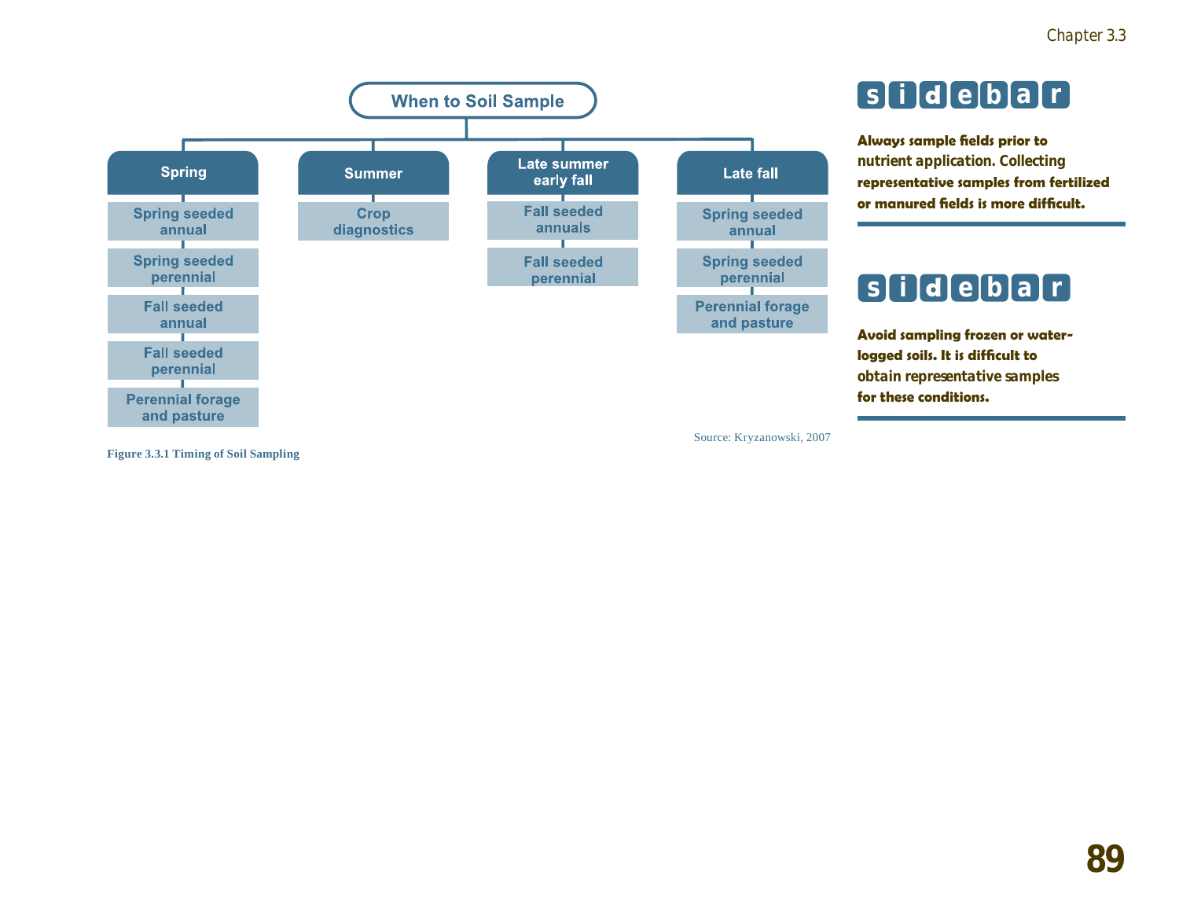## When to Soil Sample

| Spring | Summer | Late summer early fall | Late fall |
|---|---|---|---|
| Spring seeded annual | Crop diagnostics | Fall seeded annuals | Spring seeded annual |
| Spring seeded perennial | | Fall seeded perennial | Spring seeded perennial |
| Fall seeded annual | | | Perennial forage and pasture |
| Fall seeded perennial | | | |
| Perennial forage and pasture | | | |

Source: Kryzanowski, 2007

**Figure 3.3.1 Timing of Soil Sampling**

### sidebar

**Always sample fields prior to nutrient application. Collecting representative samples from fertilized or manured fields is more difficult.**

### sidebar

**Avoid sampling frozen or water-logged soils. It is difficult to obtain representative samples for these conditions.**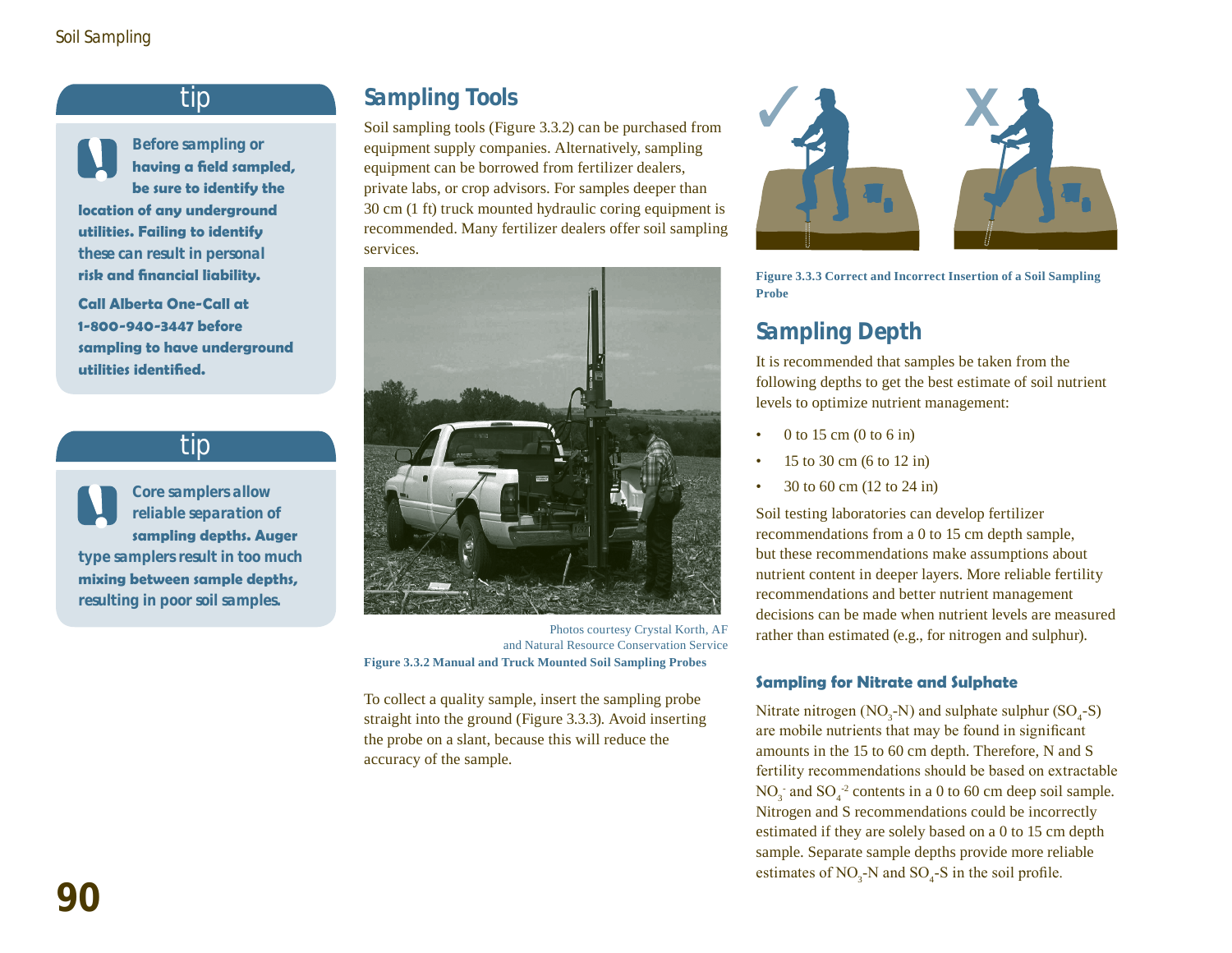**tip**

**Before sampling or having a field sampled, be sure to identify the location of any underground utilities. Failing to identify these can result in personal risk and financial liability.**

**Call Alberta One-Call at 1-800-940-3447 before sampling to have underground utilities identified.**

**tip**

**Core samplers allow reliable separation of sampling depths. Auger type samplers result in too much mixing between sample depths, resulting in poor soil samples.**

## Sampling Tools

Soil sampling tools (Figure 3.3.2) can be purchased from equipment supply companies. Alternatively, sampling equipment can be borrowed from fertilizer dealers, private labs, or crop advisors. For samples deeper than 30 cm (1 ft) truck mounted hydraulic coring equipment is recommended. Many fertilizer dealers offer soil sampling services.

Photos courtesy Crystal Korth, AF and Natural Resource Conservation Service

**Figure 3.3.2 Manual and Truck Mounted Soil Sampling Probes**

To collect a quality sample, insert the sampling probe straight into the ground (Figure 3.3.3). Avoid inserting the probe on a slant, because this will reduce the accuracy of the sample.

**Figure 3.3.3 Correct and Incorrect Insertion of a Soil Sampling Probe**

## Sampling Depth

It is recommended that samples be taken from the following depths to get the best estimate of soil nutrient levels to optimize nutrient management:

- 0 to 15 cm (0 to 6 in)
- 15 to 30 cm (6 to 12 in)
- 30 to 60 cm (12 to 24 in)

Soil testing laboratories can develop fertilizer recommendations from a 0 to 15 cm depth sample, but these recommendations make assumptions about nutrient content in deeper layers. More reliable fertility recommendations and better nutrient management decisions can be made when nutrient levels are measured rather than estimated (e.g., for nitrogen and sulphur).

### Sampling for Nitrate and Sulphate

Nitrate nitrogen ($NO_3$-N) and sulphate sulphur ($SO_4$-S) are mobile nutrients that may be found in significant amounts in the 15 to 60 cm depth. Therefore, N and S fertility recommendations should be based on extractable $NO_3^-$ and $SO_4^{-2}$ contents in a 0 to 60 cm deep soil sample. Nitrogen and S recommendations could be incorrectly estimated if they are solely based on a 0 to 15 cm depth sample. Separate sample depths provide more reliable estimates of $NO_3$-N and $SO_4$-S in the soil profile.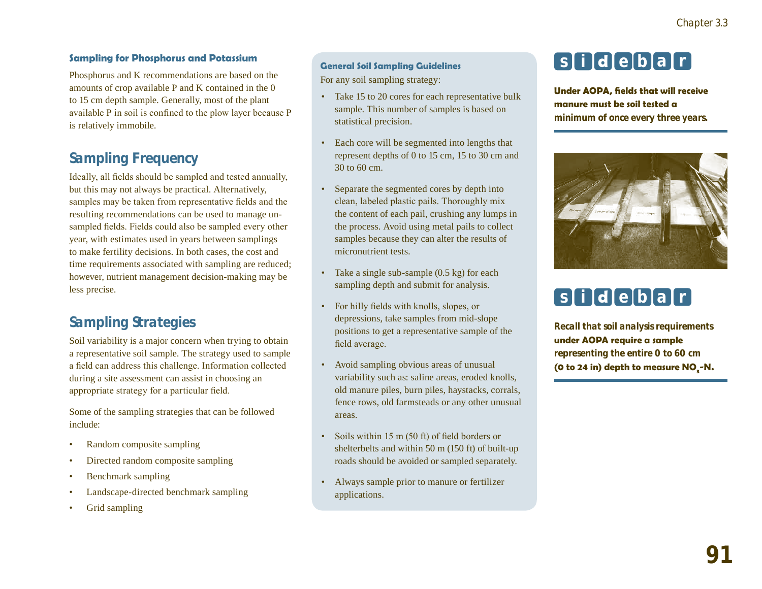### Sampling for Phosphorus and Potassium

Phosphorus and K recommendations are based on the amounts of crop available P and K contained in the 0 to 15 cm depth sample. Generally, most of the plant available P in soil is confined to the plow layer because P is relatively immobile.

## Sampling Frequency

Ideally, all fields should be sampled and tested annually, but this may not always be practical. Alternatively, samples may be taken from representative fields and the resulting recommendations can be used to manage un-sampled fields. Fields could also be sampled every other year, with estimates used in years between samplings to make fertility decisions. In both cases, the cost and time requirements associated with sampling are reduced; however, nutrient management decision-making may be less precise.

## Sampling Strategies

Soil variability is a major concern when trying to obtain a representative soil sample. The strategy used to sample a field can address this challenge. Information collected during a site assessment can assist in choosing an appropriate strategy for a particular field.

Some of the sampling strategies that can be followed include:

- Random composite sampling
- Directed random composite sampling
- Benchmark sampling
- Landscape-directed benchmark sampling
- Grid sampling

### General Soil Sampling Guidelines

For any soil sampling strategy:

- Take 15 to 20 cores for each representative bulk sample. This number of samples is based on statistical precision.
- Each core will be segmented into lengths that represent depths of 0 to 15 cm, 15 to 30 cm and 30 to 60 cm.
- Separate the segmented cores by depth into clean, labeled plastic pails. Thoroughly mix the content of each pail, crushing any lumps in the process. Avoid using metal pails to collect samples because they can alter the results of micronutrient tests.
- Take a single sub-sample (0.5 kg) for each sampling depth and submit for analysis.
- For hilly fields with knolls, slopes, or depressions, take samples from mid-slope positions to get a representative sample of the field average.
- Avoid sampling obvious areas of unusual variability such as: saline areas, eroded knolls, old manure piles, burn piles, haystacks, corrals, fence rows, old farmsteads or any other unusual areas.
- Soils within 15 m (50 ft) of field borders or shelterbelts and within 50 m (150 ft) of built-up roads should be avoided or sampled separately.
- Always sample prior to manure or fertilizer applications.

**sidebar**

**Under AOPA, fields that will receive manure must be soil tested a minimum of once every three years.**

**sidebar**

**Recall that soil analysis requirements under AOPA require a sample representing the entire 0 to 60 cm (0 to 24 in) depth to measure $NO_3$-N.**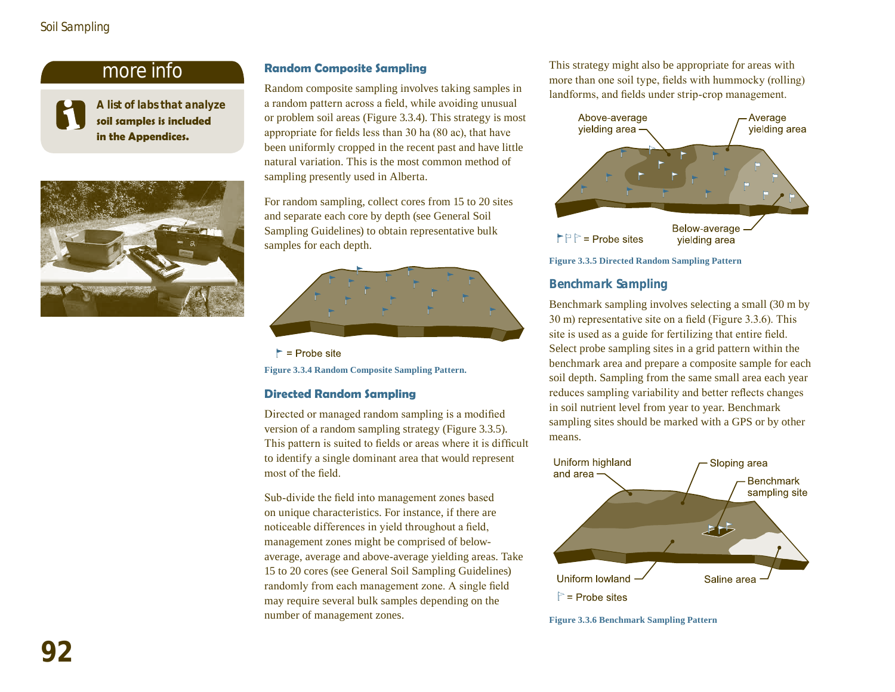**more info**

**A list of labs that analyze soil samples is included in the Appendices.**

## Random Composite Sampling

Random composite sampling involves taking samples in a random pattern across a field, while avoiding unusual or problem soil areas (Figure 3.3.4). This strategy is most appropriate for fields less than 30 ha (80 ac), that have been uniformly cropped in the recent past and have little natural variation. This is the most common method of sampling presently used in Alberta.

For random sampling, collect cores from 15 to 20 sites and separate each core by depth (see General Soil Sampling Guidelines) to obtain representative bulk samples for each depth.

= Probe site

**Figure 3.3.4 Random Composite Sampling Pattern.**

## Directed Random Sampling

Directed or managed random sampling is a modified version of a random sampling strategy (Figure 3.3.5). This pattern is suited to fields or areas where it is difficult to identify a single dominant area that would represent most of the field.

Sub-divide the field into management zones based on unique characteristics. For instance, if there are noticeable differences in yield throughout a field, management zones might be comprised of below-average, average and above-average yielding areas. Take 15 to 20 cores (see General Soil Sampling Guidelines) randomly from each management zone. A single field may require several bulk samples depending on the number of management zones.

This strategy might also be appropriate for areas with more than one soil type, fields with hummocky (rolling) landforms, and fields under strip-crop management.

Above-average yielding area; Average yielding area; Below-average yielding area; = Probe sites

**Figure 3.3.5 Directed Random Sampling Pattern**

## Benchmark Sampling

Benchmark sampling involves selecting a small (30 m by 30 m) representative site on a field (Figure 3.3.6). This site is used as a guide for fertilizing that entire field. Select probe sampling sites in a grid pattern within the benchmark area and prepare a composite sample for each soil depth. Sampling from the same small area each year reduces sampling variability and better reflects changes in soil nutrient level from year to year. Benchmark sampling sites should be marked with a GPS or by other means.

Uniform highland and area; Sloping area; Benchmark sampling site; Uniform lowland; Saline area; = Probe sites

**Figure 3.3.6 Benchmark Sampling Pattern**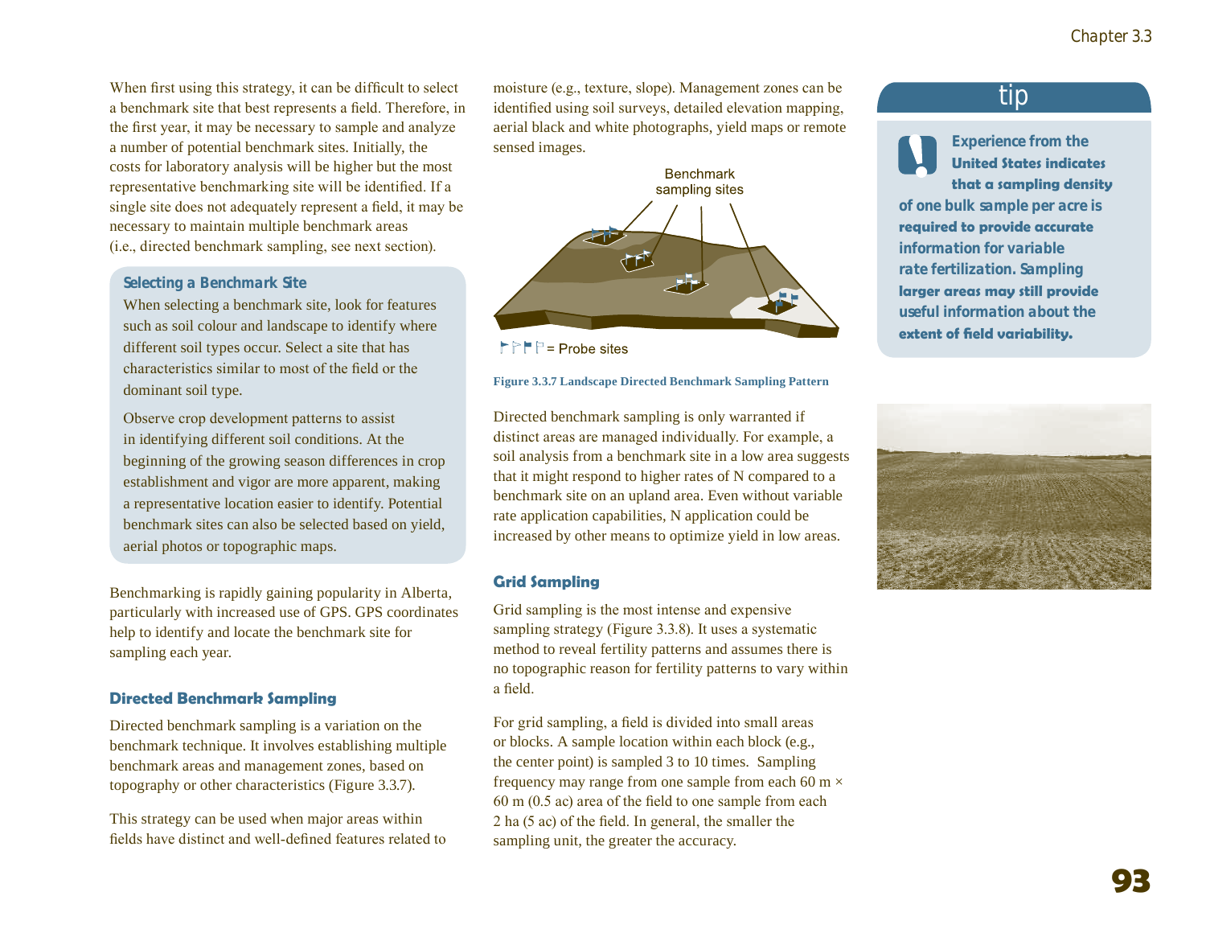When first using this strategy, it can be difficult to select a benchmark site that best represents a field. Therefore, in the first year, it may be necessary to sample and analyze a number of potential benchmark sites. Initially, the costs for laboratory analysis will be higher but the most representative benchmarking site will be identified. If a single site does not adequately represent a field, it may be necessary to maintain multiple benchmark areas (i.e., directed benchmark sampling, see next section).

### Selecting a Benchmark Site

When selecting a benchmark site, look for features such as soil colour and landscape to identify where different soil types occur. Select a site that has characteristics similar to most of the field or the dominant soil type.

Observe crop development patterns to assist in identifying different soil conditions. At the beginning of the growing season differences in crop establishment and vigor are more apparent, making a representative location easier to identify. Potential benchmark sites can also be selected based on yield, aerial photos or topographic maps.

Benchmarking is rapidly gaining popularity in Alberta, particularly with increased use of GPS. GPS coordinates help to identify and locate the benchmark site for sampling each year.

## Directed Benchmark Sampling

Directed benchmark sampling is a variation on the benchmark technique. It involves establishing multiple benchmark areas and management zones, based on topography or other characteristics (Figure 3.3.7).

This strategy can be used when major areas within fields have distinct and well-defined features related to moisture (e.g., texture, slope). Management zones can be identified using soil surveys, detailed elevation mapping, aerial black and white photographs, yield maps or remote sensed images.

Benchmark sampling sites

= Probe sites

**Figure 3.3.7 Landscape Directed Benchmark Sampling Pattern**

Directed benchmark sampling is only warranted if distinct areas are managed individually. For example, a soil analysis from a benchmark site in a low area suggests that it might respond to higher rates of N compared to a benchmark site on an upland area. Even without variable rate application capabilities, N application could be increased by other means to optimize yield in low areas.

## Grid Sampling

Grid sampling is the most intense and expensive sampling strategy (Figure 3.3.8). It uses a systematic method to reveal fertility patterns and assumes there is no topographic reason for fertility patterns to vary within a field.

For grid sampling, a field is divided into small areas or blocks. A sample location within each block (e.g., the center point) is sampled 3 to 10 times. Sampling frequency may range from one sample from each 60 m × 60 m (0.5 ac) area of the field to one sample from each 2 ha (5 ac) of the field. In general, the smaller the sampling unit, the greater the accuracy.

### tip

**Experience from the United States indicates that a sampling density of one bulk sample per acre is required to provide accurate information for variable rate fertilization. Sampling larger areas may still provide useful information about the extent of field variability.**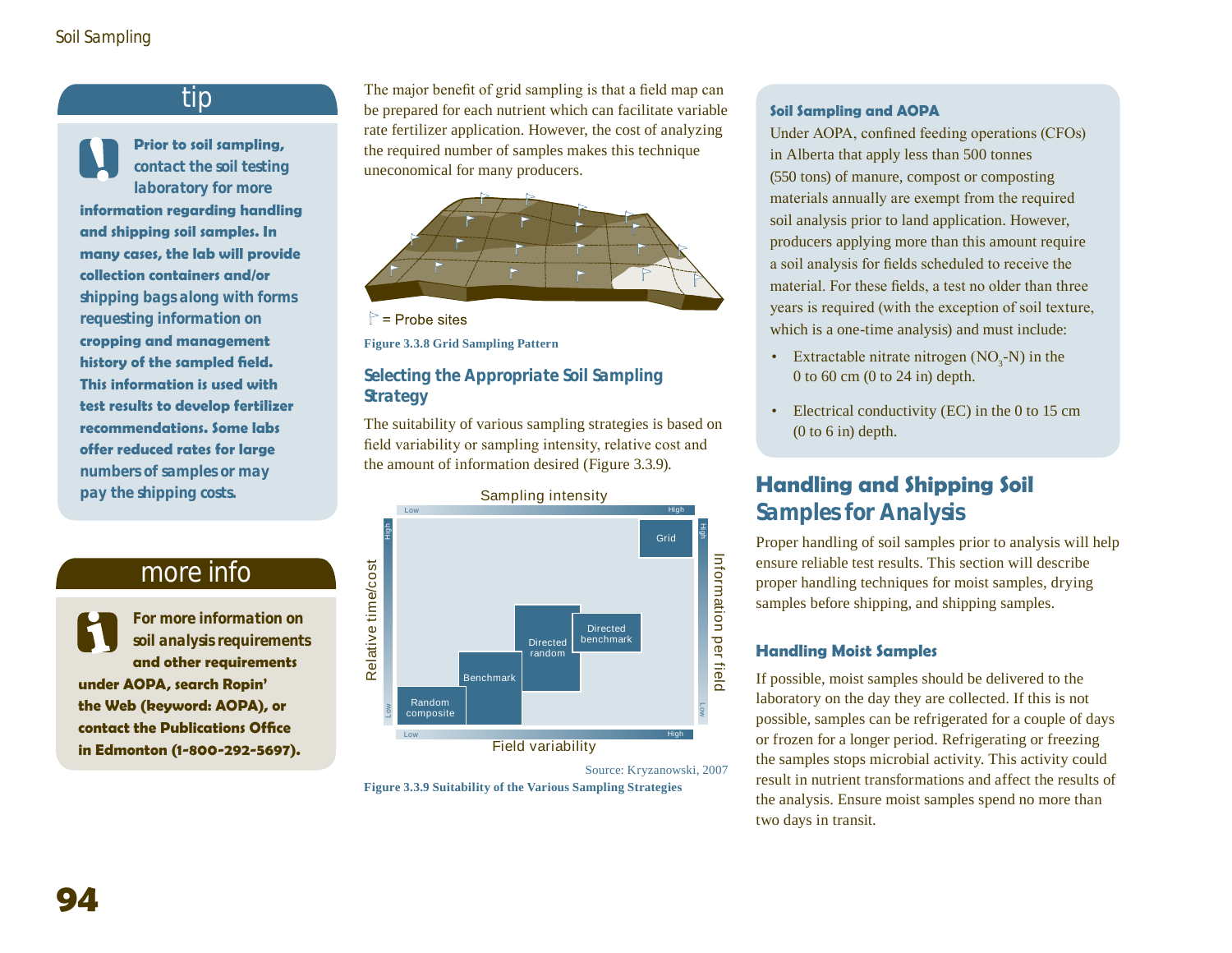## tip

**Prior to soil sampling, contact the soil testing laboratory for more information regarding handling and shipping soil samples. In many cases, the lab will provide collection containers and/or shipping bags along with forms requesting information on cropping and management history of the sampled field. This information is used with test results to develop fertilizer recommendations. Some labs offer reduced rates for large numbers of samples or may pay the shipping costs.**

## more info

**For more information on soil analysis requirements and other requirements under AOPA, search Ropin' the Web (keyword: AOPA), or contact the Publications Office in Edmonton (1-800-292-5697).**

The major benefit of grid sampling is that a field map can be prepared for each nutrient which can facilitate variable rate fertilizer application. However, the cost of analyzing the required number of samples makes this technique uneconomical for many producers.

= Probe sites

**Figure 3.3.8 Grid Sampling Pattern**

### Selecting the Appropriate Soil Sampling Strategy

The suitability of various sampling strategies is based on field variability or sampling intensity, relative cost and the amount of information desired (Figure 3.3.9).

Source: Kryzanowski, 2007

**Figure 3.3.9 Suitability of the Various Sampling Strategies**

### Soil Sampling and AOPA

Under AOPA, confined feeding operations (CFOs) in Alberta that apply less than 500 tonnes (550 tons) of manure, compost or composting materials annually are exempt from the required soil analysis prior to land application. However, producers applying more than this amount require a soil analysis for fields scheduled to receive the material. For these fields, a test no older than three years is required (with the exception of soil texture, which is a one-time analysis) and must include:

- Extractable nitrate nitrogen ($NO_3$-N) in the 0 to 60 cm (0 to 24 in) depth.
- Electrical conductivity (EC) in the 0 to 15 cm (0 to 6 in) depth.

## Handling and Shipping Soil Samples for Analysis

Proper handling of soil samples prior to analysis will help ensure reliable test results. This section will describe proper handling techniques for moist samples, drying samples before shipping, and shipping samples.

### Handling Moist Samples

If possible, moist samples should be delivered to the laboratory on the day they are collected. If this is not possible, samples can be refrigerated for a couple of days or frozen for a longer period. Refrigerating or freezing the samples stops microbial activity. This activity could result in nutrient transformations and affect the results of the analysis. Ensure moist samples spend no more than two days in transit.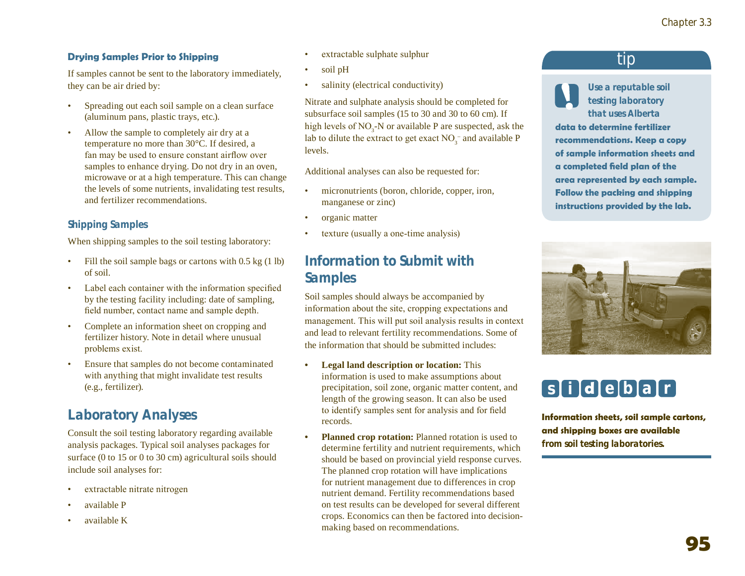### Drying Samples Prior to Shipping

If samples cannot be sent to the laboratory immediately, they can be air dried by:

- Spreading out each soil sample on a clean surface (aluminum pans, plastic trays, etc.).
- Allow the sample to completely air dry at a temperature no more than 30°C. If desired, a fan may be used to ensure constant airflow over samples to enhance drying. Do not dry in an oven, microwave or at a high temperature. This can change the levels of some nutrients, invalidating test results, and fertilizer recommendations.

### Shipping Samples

When shipping samples to the soil testing laboratory:

- Fill the soil sample bags or cartons with 0.5 kg (1 lb) of soil.
- Label each container with the information specified by the testing facility including: date of sampling, field number, contact name and sample depth.
- Complete an information sheet on cropping and fertilizer history. Note in detail where unusual problems exist.
- Ensure that samples do not become contaminated with anything that might invalidate test results (e.g., fertilizer).

## Laboratory Analyses

Consult the soil testing laboratory regarding available analysis packages. Typical soil analyses packages for surface (0 to 15 or 0 to 30 cm) agricultural soils should include soil analyses for:

- extractable nitrate nitrogen
- available P
- available K
- extractable sulphate sulphur
- soil pH
- salinity (electrical conductivity)

Nitrate and sulphate analysis should be completed for subsurface soil samples (15 to 30 and 30 to 60 cm). If high levels of $NO_3$-N or available P are suspected, ask the lab to dilute the extract to get exact $NO_3^-$ and available P levels.

Additional analyses can also be requested for:

- micronutrients (boron, chloride, copper, iron, manganese or zinc)
- organic matter
- texture (usually a one-time analysis)

## Information to Submit with Samples

Soil samples should always be accompanied by information about the site, cropping expectations and management. This will put soil analysis results in context and lead to relevant fertility recommendations. Some of the information that should be submitted includes:

- **Legal land description or location:** This information is used to make assumptions about precipitation, soil zone, organic matter content, and length of the growing season. It can also be used to identify samples sent for analysis and for field records.
- **Planned crop rotation:** Planned rotation is used to determine fertility and nutrient requirements, which should be based on provincial yield response curves. The planned crop rotation will have implications for nutrient management due to differences in crop nutrient demand. Fertility recommendations based on test results can be developed for several different crops. Economics can then be factored into decision-making based on recommendations.

**tip**

**Use a reputable soil testing laboratory that uses Alberta data to determine fertilizer recommendations. Keep a copy of sample information sheets and a completed field plan of the area represented by each sample. Follow the packing and shipping instructions provided by the lab.**

**sidebar**

**Information sheets, soil sample cartons, and shipping boxes are available from soil testing laboratories.**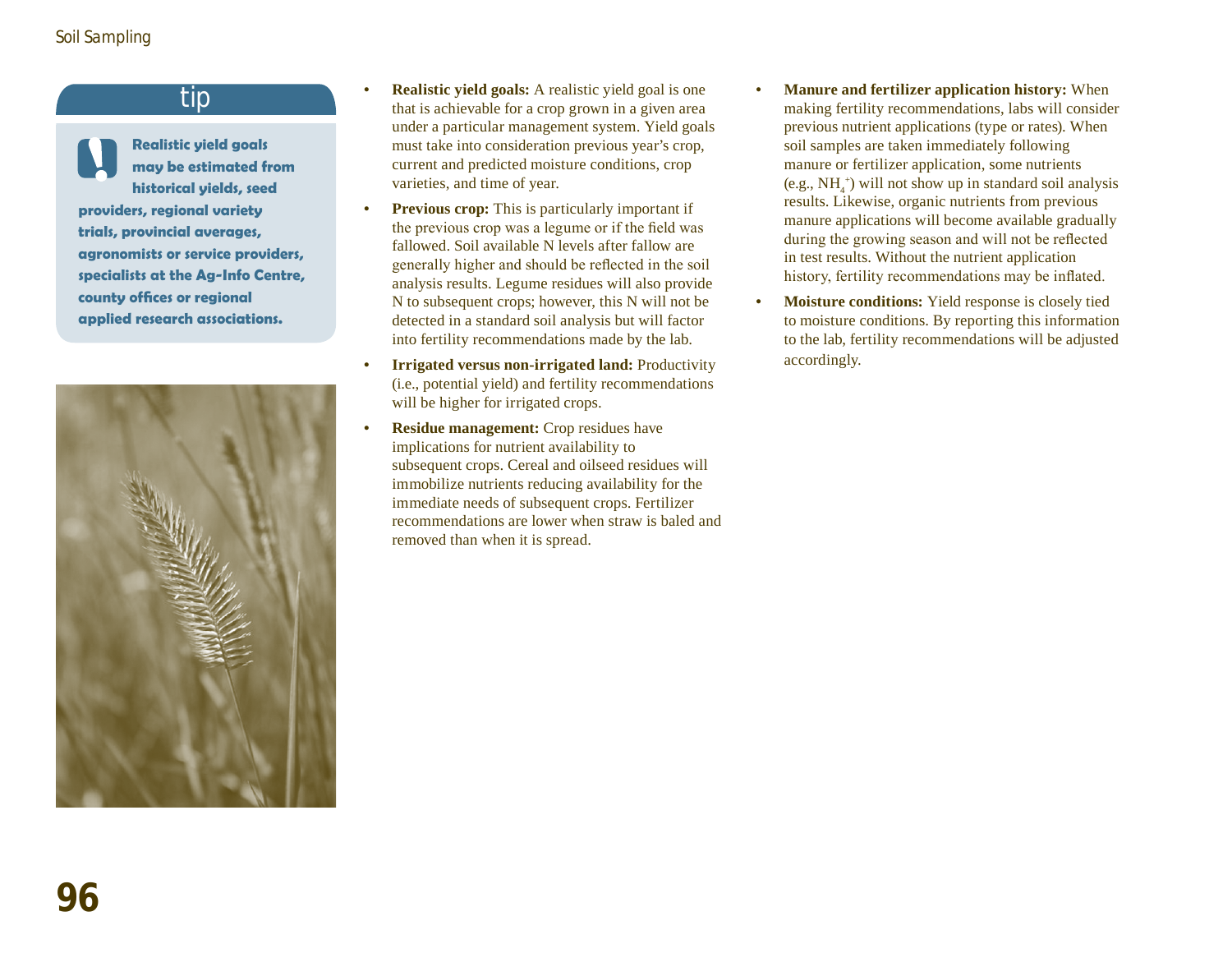**tip**

**Realistic yield goals may be estimated from historical yields, seed providers, regional variety trials, provincial averages, agronomists or service providers, specialists at the Ag-Info Centre, county offices or regional applied research associations.**

- **Realistic yield goals:** A realistic yield goal is one that is achievable for a crop grown in a given area under a particular management system. Yield goals must take into consideration previous year's crop, current and predicted moisture conditions, crop varieties, and time of year.
- **Previous crop:** This is particularly important if the previous crop was a legume or if the field was fallowed. Soil available N levels after fallow are generally higher and should be reflected in the soil analysis results. Legume residues will also provide N to subsequent crops; however, this N will not be detected in a standard soil analysis but will factor into fertility recommendations made by the lab.
- **Irrigated versus non-irrigated land:** Productivity (i.e., potential yield) and fertility recommendations will be higher for irrigated crops.
- **Residue management:** Crop residues have implications for nutrient availability to subsequent crops. Cereal and oilseed residues will immobilize nutrients reducing availability for the immediate needs of subsequent crops. Fertilizer recommendations are lower when straw is baled and removed than when it is spread.
- **Manure and fertilizer application history:** When making fertility recommendations, labs will consider previous nutrient applications (type or rates). When soil samples are taken immediately following manure or fertilizer application, some nutrients (e.g., $NH_4^+$) will not show up in standard soil analysis results. Likewise, organic nutrients from previous manure applications will become available gradually during the growing season and will not be reflected in test results. Without the nutrient application history, fertility recommendations may be inflated.
- **Moisture conditions:** Yield response is closely tied to moisture conditions. By reporting this information to the lab, fertility recommendations will be adjusted accordingly.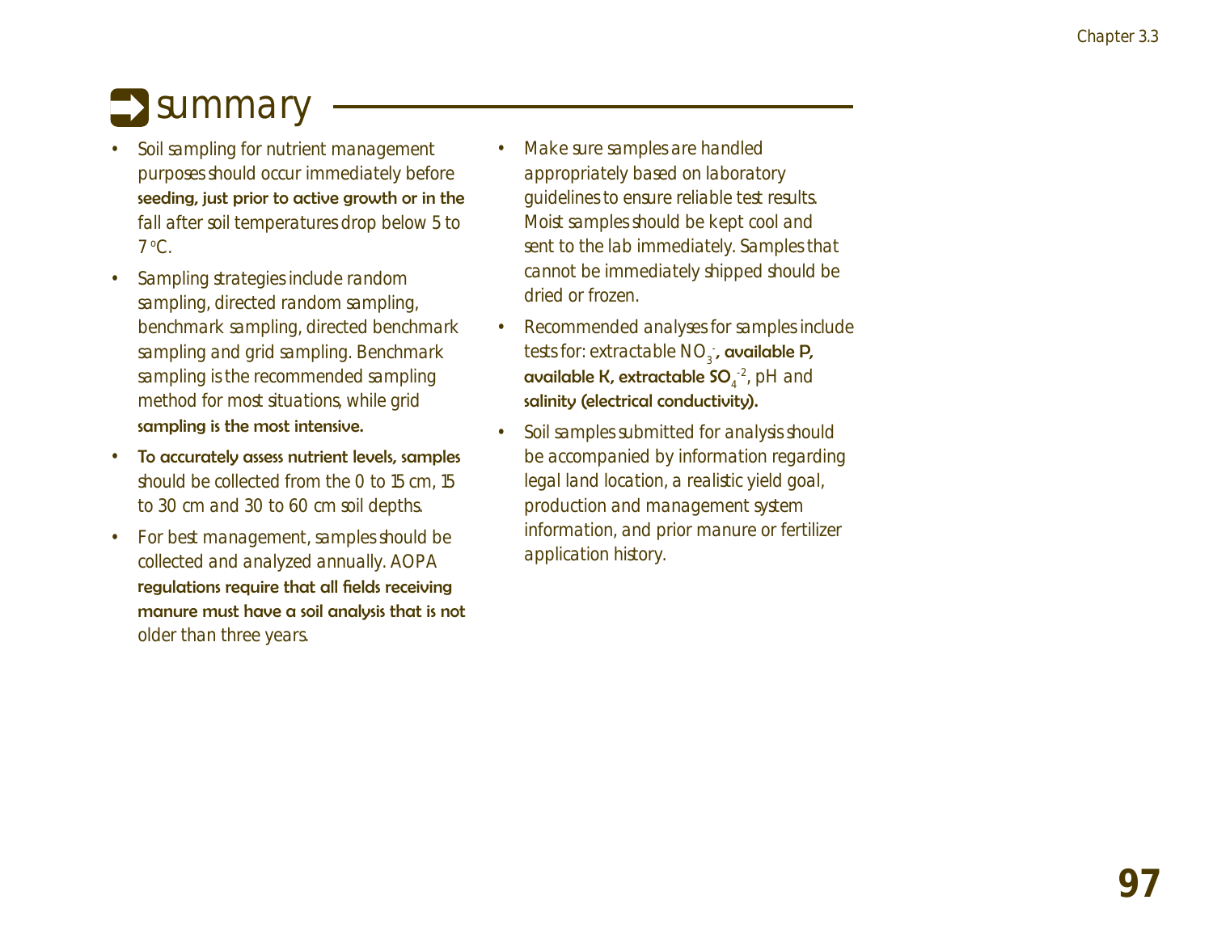## summary

- Soil sampling for nutrient management purposes should occur immediately before seeding, just prior to active growth or in the fall after soil temperatures drop below 5 to 7 °C.
- Sampling strategies include random sampling, directed random sampling, benchmark sampling, directed benchmark sampling and grid sampling. Benchmark sampling is the recommended sampling method for most situations, while grid sampling is the most intensive.
- To accurately assess nutrient levels, samples should be collected from the 0 to 15 cm, 15 to 30 cm and 30 to 60 cm soil depths.
- For best management, samples should be collected and analyzed annually. AOPA regulations require that all fields receiving manure must have a soil analysis that is not older than three years.
- Make sure samples are handled appropriately based on laboratory guidelines to ensure reliable test results. Moist samples should be kept cool and sent to the lab immediately. Samples that cannot be immediately shipped should be dried or frozen.
- Recommended analyses for samples include tests for: extractable $NO_3^-$, available P, available K, extractable $SO_4^{-2}$, pH and salinity (electrical conductivity).
- Soil samples submitted for analysis should be accompanied by information regarding legal land location, a realistic yield goal, production and management system information, and prior manure or fertilizer application history.